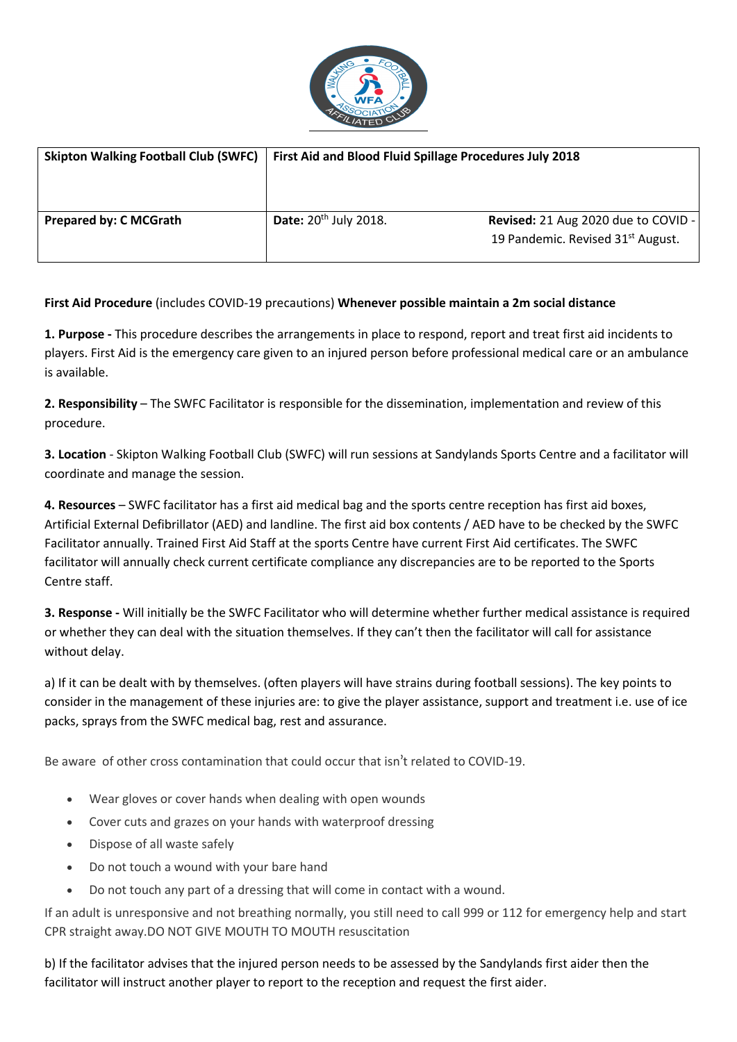| Skipton Walking Football Club (SWFC) | First Aid and Blood Fluid Spillage Procedures July 2018 | |
|---|---|---|
| **Prepared by: C MCGrath** | **Date:** 20th July 2018. | **Revised:** 21 Aug 2020 due to COVID - 19 Pandemic. Revised 31st August. |

**First Aid Procedure** (includes COVID-19 precautions) **Whenever possible maintain a 2m social distance**

**1. Purpose -** This procedure describes the arrangements in place to respond, report and treat first aid incidents to players. First Aid is the emergency care given to an injured person before professional medical care or an ambulance is available.

**2. Responsibility** – The SWFC Facilitator is responsible for the dissemination, implementation and review of this procedure.

**3. Location** - Skipton Walking Football Club (SWFC) will run sessions at Sandylands Sports Centre and a facilitator will coordinate and manage the session.

**4. Resources** – SWFC facilitator has a first aid medical bag and the sports centre reception has first aid boxes, Artificial External Defibrillator (AED) and landline. The first aid box contents / AED have to be checked by the SWFC Facilitator annually. Trained First Aid Staff at the sports Centre have current First Aid certificates. The SWFC facilitator will annually check current certificate compliance any discrepancies are to be reported to the Sports Centre staff.

**3. Response -** Will initially be the SWFC Facilitator who will determine whether further medical assistance is required or whether they can deal with the situation themselves. If they can't then the facilitator will call for assistance without delay.

a) If it can be dealt with by themselves. (often players will have strains during football sessions). The key points to consider in the management of these injuries are: to give the player assistance, support and treatment i.e. use of ice packs, sprays from the SWFC medical bag, rest and assurance.

Be aware of other cross contamination that could occur that isn't related to COVID-19.

- Wear gloves or cover hands when dealing with open wounds
- Cover cuts and grazes on your hands with waterproof dressing
- Dispose of all waste safely
- Do not touch a wound with your bare hand
- Do not touch any part of a dressing that will come in contact with a wound.

If an adult is unresponsive and not breathing normally, you still need to call 999 or 112 for emergency help and start CPR straight away.DO NOT GIVE MOUTH TO MOUTH resuscitation

b) If the facilitator advises that the injured person needs to be assessed by the Sandylands first aider then the facilitator will instruct another player to report to the reception and request the first aider.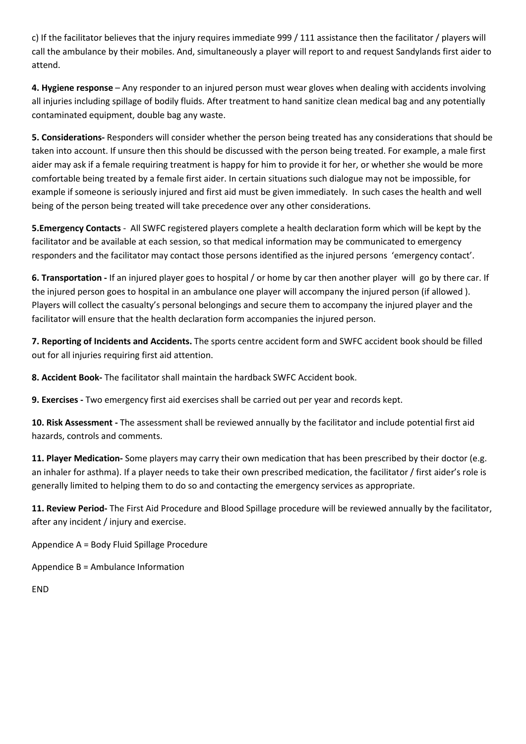c) If the facilitator believes that the injury requires immediate 999 / 111 assistance then the facilitator / players will call the ambulance by their mobiles. And, simultaneously a player will report to and request Sandylands first aider to attend.

**4. Hygiene response** – Any responder to an injured person must wear gloves when dealing with accidents involving all injuries including spillage of bodily fluids. After treatment to hand sanitize clean medical bag and any potentially contaminated equipment, double bag any waste.

**5. Considerations-** Responders will consider whether the person being treated has any considerations that should be taken into account. If unsure then this should be discussed with the person being treated. For example, a male first aider may ask if a female requiring treatment is happy for him to provide it for her, or whether she would be more comfortable being treated by a female first aider. In certain situations such dialogue may not be impossible, for example if someone is seriously injured and first aid must be given immediately. In such cases the health and well being of the person being treated will take precedence over any other considerations.

**5.Emergency Contacts** - All SWFC registered players complete a health declaration form which will be kept by the facilitator and be available at each session, so that medical information may be communicated to emergency responders and the facilitator may contact those persons identified as the injured persons 'emergency contact'.

**6. Transportation -** If an injured player goes to hospital / or home by car then another player will go by there car. If the injured person goes to hospital in an ambulance one player will accompany the injured person (if allowed ). Players will collect the casualty's personal belongings and secure them to accompany the injured player and the facilitator will ensure that the health declaration form accompanies the injured person.

**7. Reporting of Incidents and Accidents.** The sports centre accident form and SWFC accident book should be filled out for all injuries requiring first aid attention.

**8. Accident Book-** The facilitator shall maintain the hardback SWFC Accident book.

**9. Exercises -** Two emergency first aid exercises shall be carried out per year and records kept.

**10. Risk Assessment -** The assessment shall be reviewed annually by the facilitator and include potential first aid hazards, controls and comments.

**11. Player Medication-** Some players may carry their own medication that has been prescribed by their doctor (e.g. an inhaler for asthma). If a player needs to take their own prescribed medication, the facilitator / first aider's role is generally limited to helping them to do so and contacting the emergency services as appropriate.

**11. Review Period-** The First Aid Procedure and Blood Spillage procedure will be reviewed annually by the facilitator, after any incident / injury and exercise.

Appendice A = Body Fluid Spillage Procedure

Appendice B = Ambulance Information

END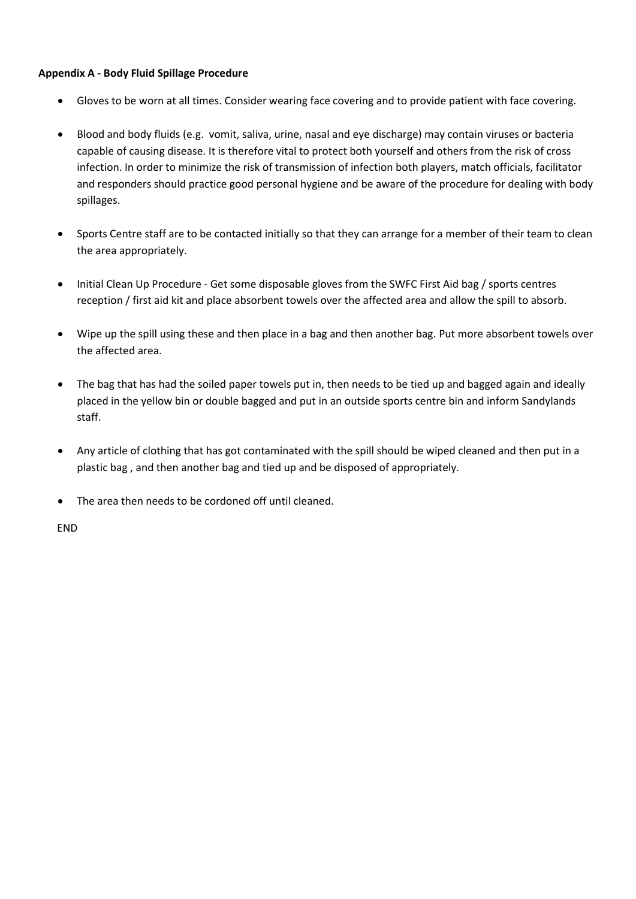**Appendix A - Body Fluid Spillage Procedure**

- Gloves to be worn at all times. Consider wearing face covering and to provide patient with face covering.
- Blood and body fluids (e.g.  vomit, saliva, urine, nasal and eye discharge) may contain viruses or bacteria capable of causing disease. It is therefore vital to protect both yourself and others from the risk of cross infection. In order to minimize the risk of transmission of infection both players, match officials, facilitator and responders should practice good personal hygiene and be aware of the procedure for dealing with body spillages.
- Sports Centre staff are to be contacted initially so that they can arrange for a member of their team to clean the area appropriately.
- Initial Clean Up Procedure - Get some disposable gloves from the SWFC First Aid bag / sports centres reception / first aid kit and place absorbent towels over the affected area and allow the spill to absorb.
- Wipe up the spill using these and then place in a bag and then another bag. Put more absorbent towels over the affected area.
- The bag that has had the soiled paper towels put in, then needs to be tied up and bagged again and ideally placed in the yellow bin or double bagged and put in an outside sports centre bin and inform Sandylands staff.
- Any article of clothing that has got contaminated with the spill should be wiped cleaned and then put in a plastic bag , and then another bag and tied up and be disposed of appropriately.
- The area then needs to be cordoned off until cleaned.

END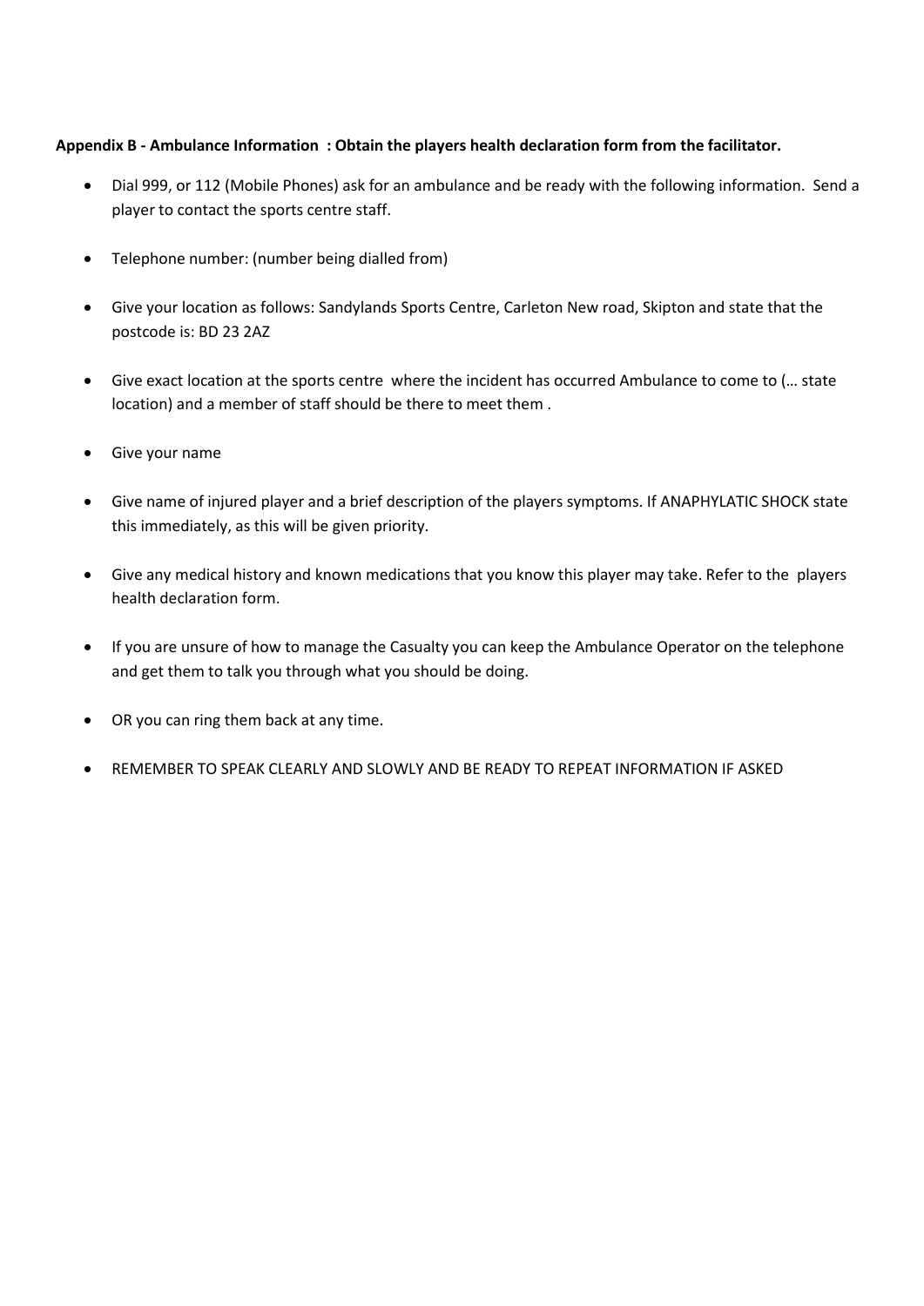**Appendix B - Ambulance Information : Obtain the players health declaration form from the facilitator.**

- Dial 999, or 112 (Mobile Phones) ask for an ambulance and be ready with the following information. Send a player to contact the sports centre staff.
- Telephone number: (number being dialled from)
- Give your location as follows: Sandylands Sports Centre, Carleton New road, Skipton and state that the postcode is: BD 23 2AZ
- Give exact location at the sports centre where the incident has occurred Ambulance to come to (… state location) and a member of staff should be there to meet them .
- Give your name
- Give name of injured player and a brief description of the players symptoms. If ANAPHYLATIC SHOCK state this immediately, as this will be given priority.
- Give any medical history and known medications that you know this player may take. Refer to the players health declaration form.
- If you are unsure of how to manage the Casualty you can keep the Ambulance Operator on the telephone and get them to talk you through what you should be doing.
- OR you can ring them back at any time.
- REMEMBER TO SPEAK CLEARLY AND SLOWLY AND BE READY TO REPEAT INFORMATION IF ASKED